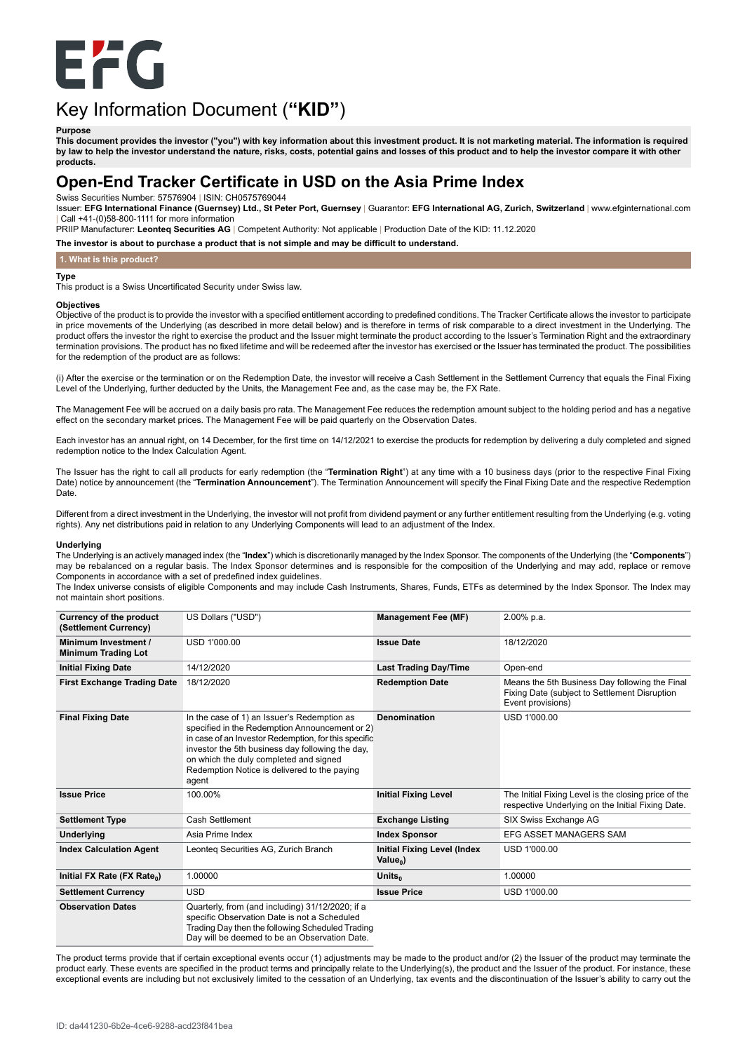# Key Information Document (**"KID"**)

**Purpose**

**This document provides the investor ("you") with key information about this investment product. It is not marketing material. The information is required by law to help the investor understand the nature, risks, costs, potential gains and losses of this product and to help the investor compare it with other products.**

## Open-End Tracker Certificate in USD on the Asia Prime Index

Swiss Securities Number: 57576904 | ISIN: CH0575769044

Issuer: **EFG International Finance (Guernsey) Ltd., St Peter Port, Guernsey** | Guarantor: **EFG International AG, Zurich, Switzerland** | www.efginternational.com | Call +41-(0)58-800-1111 for more information

PRIIP Manufacturer: **Leonteq Securities AG** | Competent Authority: Not applicable | Production Date of the KID: 11.12.2020

**The investor is about to purchase a product that is not simple and may be difficult to understand.**

### 1. What is this product?

**Type**

This product is a Swiss Uncertificated Security under Swiss law.

**Objectives**

Objective of the product is to provide the investor with a specified entitlement according to predefined conditions. The Tracker Certificate allows the investor to participate in price movements of the Underlying (as described in more detail below) and is therefore in terms of risk comparable to a direct investment in the Underlying. The product offers the investor the right to exercise the product and the Issuer might terminate the product according to the Issuer's Termination Right and the extraordinary termination provisions. The product has no fixed lifetime and will be redeemed after the investor has exercised or the Issuer has terminated the product. The possibilities for the redemption of the product are as follows:

(i) After the exercise or the termination or on the Redemption Date, the investor will receive a Cash Settlement in the Settlement Currency that equals the Final Fixing Level of the Underlying, further deducted by the Units, the Management Fee and, as the case may be, the FX Rate.

The Management Fee will be accrued on a daily basis pro rata. The Management Fee reduces the redemption amount subject to the holding period and has a negative effect on the secondary market prices. The Management Fee will be paid quarterly on the Observation Dates.

Each investor has an annual right, on 14 December, for the first time on 14/12/2021 to exercise the products for redemption by delivering a duly completed and signed redemption notice to the Index Calculation Agent.

The Issuer has the right to call all products for early redemption (the "**Termination Right**") at any time with a 10 business days (prior to the respective Final Fixing Date) notice by announcement (the "**Termination Announcement**"). The Termination Announcement will specify the Final Fixing Date and the respective Redemption Date.

Different from a direct investment in the Underlying, the investor will not profit from dividend payment or any further entitlement resulting from the Underlying (e.g. voting rights). Any net distributions paid in relation to any Underlying Components will lead to an adjustment of the Index.

**Underlying**

The Underlying is an actively managed index (the "**Index**") which is discretionarily managed by the Index Sponsor. The components of the Underlying (the "**Components**") may be rebalanced on a regular basis. The Index Sponsor determines and is responsible for the composition of the Underlying and may add, replace or remove Components in accordance with a set of predefined index guidelines.

The Index universe consists of eligible Components and may include Cash Instruments, Shares, Funds, ETFs as determined by the Index Sponsor. The Index may not maintain short positions.

| | | | |
|---|---|---|---|
| **Currency of the product (Settlement Currency)** | US Dollars ("USD") | **Management Fee (MF)** | 2.00% p.a. |
| **Minimum Investment / Minimum Trading Lot** | USD 1'000.00 | **Issue Date** | 18/12/2020 |
| **Initial Fixing Date** | 14/12/2020 | **Last Trading Day/Time** | Open-end |
| **First Exchange Trading Date** | 18/12/2020 | **Redemption Date** | Means the 5th Business Day following the Final Fixing Date (subject to Settlement Disruption Event provisions) |
| **Final Fixing Date** | In the case of 1) an Issuer's Redemption as specified in the Redemption Announcement or 2) in case of an Investor Redemption, for this specific investor the 5th business day following the day, on which the duly completed and signed Redemption Notice is delivered to the paying agent | **Denomination** | USD 1'000.00 |
| **Issue Price** | 100.00% | **Initial Fixing Level** | The Initial Fixing Level is the closing price of the respective Underlying on the Initial Fixing Date. |
| **Settlement Type** | Cash Settlement | **Exchange Listing** | SIX Swiss Exchange AG |
| **Underlying** | Asia Prime Index | **Index Sponsor** | EFG ASSET MANAGERS SAM |
| **Index Calculation Agent** | Leonteq Securities AG, Zurich Branch | **Initial Fixing Level (Index Value$_0$)** | USD 1'000.00 |
| **Initial FX Rate (FX Rate$_0$)** | 1.00000 | **Units$_0$** | 1.00000 |
| **Settlement Currency** | USD | **Issue Price** | USD 1'000.00 |
| **Observation Dates** | Quarterly, from (and including) 31/12/2020; if a specific Observation Date is not a Scheduled Trading Day then the following Scheduled Trading Day will be deemed to be an Observation Date. | | |

The product terms provide that if certain exceptional events occur (1) adjustments may be made to the product and/or (2) the Issuer of the product may terminate the product early. These events are specified in the product terms and principally relate to the Underlying(s), the product and the Issuer of the product. For instance, these exceptional events are including but not exclusively limited to the cessation of an Underlying, tax events and the discontinuation of the Issuer's ability to carry out the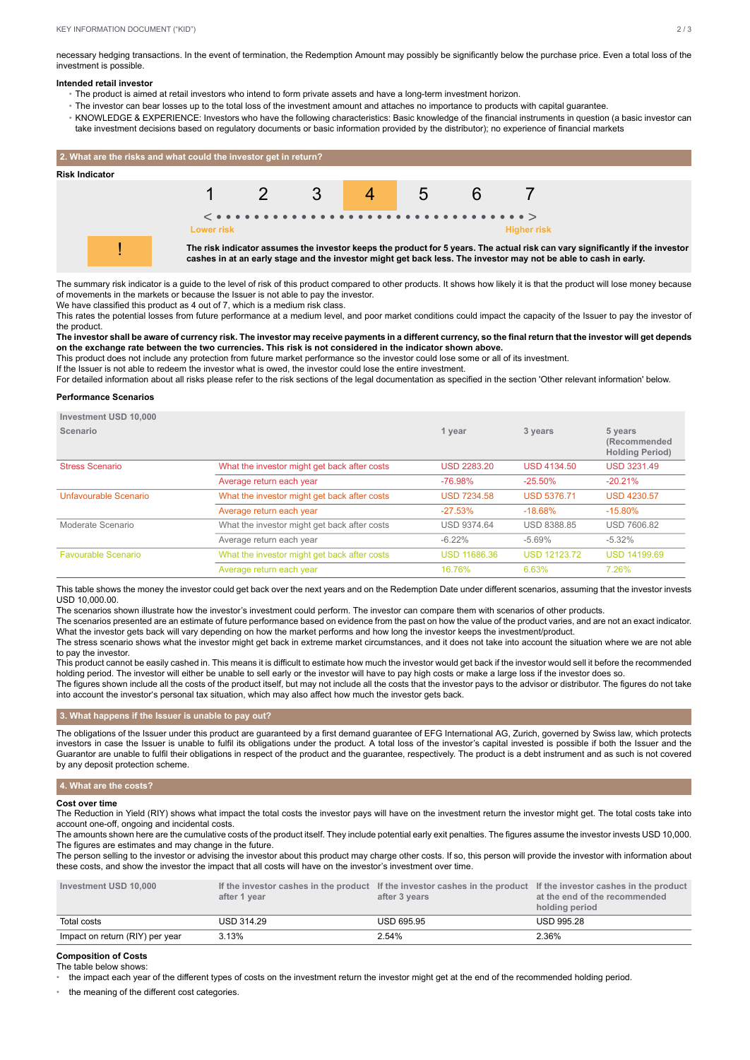necessary hedging transactions. In the event of termination, the Redemption Amount may possibly be significantly below the purchase price. Even a total loss of the investment is possible.

**Intended retail investor**

- The product is aimed at retail investors who intend to form private assets and have a long-term investment horizon.
- The investor can bear losses up to the total loss of the investment amount and attaches no importance to products with capital guarantee.
- KNOWLEDGE & EXPERIENCE: Investors who have the following characteristics: Basic knowledge of the financial instruments in question (a basic investor can take investment decisions based on regulatory documents or basic information provided by the distributor); no experience of financial markets

## 2. What are the risks and what could the investor get in return?

**Risk Indicator**

| 1 | 2 | 3 | **4** | 5 | 6 | 7 |
|---|---|---|---|---|---|---|

Lower risk < ••••••••••••••••••••••••••••••••••••• > Higher risk

**!** **The risk indicator assumes the investor keeps the product for 5 years. The actual risk can vary significantly if the investor cashes in at an early stage and the investor might get back less. The investor may not be able to cash in early.**

The summary risk indicator is a guide to the level of risk of this product compared to other products. It shows how likely it is that the product will lose money because of movements in the markets or because the Issuer is not able to pay the investor.
We have classified this product as 4 out of 7, which is a medium risk class.
This rates the potential losses from future performance at a medium level, and poor market conditions could impact the capacity of the Issuer to pay the investor of the product.
**The investor shall be aware of currency risk. The investor may receive payments in a different currency, so the final return that the investor will get depends on the exchange rate between the two currencies. This risk is not considered in the indicator shown above.**
This product does not include any protection from future market performance so the investor could lose some or all of its investment.
If the Issuer is not able to redeem the investor what is owed, the investor could lose the entire investment.
For detailed information about all risks please refer to the risk sections of the legal documentation as specified in the section 'Other relevant information' below.

**Performance Scenarios**

| Investment USD 10,000<br>Scenario | | 1 year | 3 years | 5 years (Recommended Holding Period) |
|---|---|---|---|---|
| Stress Scenario | What the investor might get back after costs | USD 2283.20 | USD 4134.50 | USD 3231.49 |
| | Average return each year | -76.98% | -25.50% | -20.21% |
| Unfavourable Scenario | What the investor might get back after costs | USD 7234.58 | USD 5376.71 | USD 4230.57 |
| | Average return each year | -27.53% | -18.68% | -15.80% |
| Moderate Scenario | What the investor might get back after costs | USD 9374.64 | USD 8388.85 | USD 7606.82 |
| | Average return each year | -6.22% | -5.69% | -5.32% |
| Favourable Scenario | What the investor might get back after costs | USD 11686.36 | USD 12123.72 | USD 14199.69 |
| | Average return each year | 16.76% | 6.63% | 7.26% |

This table shows the money the investor could get back over the next years and on the Redemption Date under different scenarios, assuming that the investor invests USD 10,000.00.
The scenarios shown illustrate how the investor's investment could perform. The investor can compare them with scenarios of other products.
The scenarios presented are an estimate of future performance based on evidence from the past on how the value of the product varies, and are not an exact indicator. What the investor gets back will vary depending on how the market performs and how long the investor keeps the investment/product.
The stress scenario shows what the investor might get back in extreme market circumstances, and it does not take into account the situation where we are not able to pay the investor.
This product cannot be easily cashed in. This means it is difficult to estimate how much the investor would get back if the investor would sell it before the recommended holding period. The investor will either be unable to sell early or the investor will have to pay high costs or make a large loss if the investor does so.
The figures shown include all the costs of the product itself, but may not include all the costs that the investor pays to the advisor or distributor. The figures do not take into account the investor's personal tax situation, which may also affect how much the investor gets back.

## 3. What happens if the Issuer is unable to pay out?

The obligations of the Issuer under this product are guaranteed by a first demand guarantee of EFG International AG, Zurich, governed by Swiss law, which protects investors in case the Issuer is unable to fulfil its obligations under the product. A total loss of the investor's capital invested is possible if both the Issuer and the Guarantor are unable to fulfil their obligations in respect of the product and the guarantee, respectively. The product is a debt instrument and as such is not covered by any deposit protection scheme.

## 4. What are the costs?

**Cost over time**

The Reduction in Yield (RIY) shows what impact the total costs the investor pays will have on the investment return the investor might get. The total costs take into account one-off, ongoing and incidental costs.
The amounts shown here are the cumulative costs of the product itself. They include potential early exit penalties. The figures assume the investor invests USD 10,000. The figures are estimates and may change in the future.
The person selling to the investor or advising the investor about this product may charge other costs. If so, this person will provide the investor with information about these costs, and show the investor the impact that all costs will have on the investor's investment over time.

| Investment USD 10,000 | If the investor cashes in the product after 1 year | If the investor cashes in the product after 3 years | If the investor cashes in the product at the end of the recommended holding period |
|---|---|---|---|
| Total costs | USD 314.29 | USD 695.95 | USD 995.28 |
| Impact on return (RIY) per year | 3.13% | 2.54% | 2.36% |

**Composition of Costs**

The table below shows:

- the impact each year of the different types of costs on the investment return the investor might get at the end of the recommended holding period.
- the meaning of the different cost categories.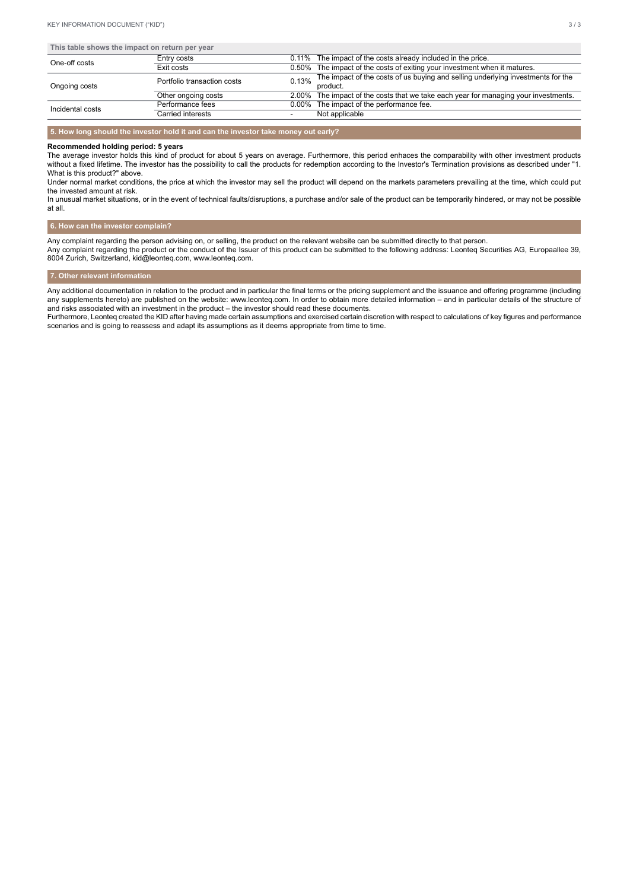| This table shows the impact on return per year | | | |
|---|---|---|---|
| One-off costs | Entry costs | 0.11% | The impact of the costs already included in the price. |
| | Exit costs | 0.50% | The impact of the costs of exiting your investment when it matures. |
| Ongoing costs | Portfolio transaction costs | 0.13% | The impact of the costs of us buying and selling underlying investments for the product. |
| | Other ongoing costs | 2.00% | The impact of the costs that we take each year for managing your investments. |
| Incidental costs | Performance fees | 0.00% | The impact of the performance fee. |
| | Carried interests | - | Not applicable |

## 5. How long should the investor hold it and can the investor take money out early?

**Recommended holding period: 5 years**

The average investor holds this kind of product for about 5 years on average. Furthermore, this period enhaces the comparability with other investment products without a fixed lifetime. The investor has the possibility to call the products for redemption according to the Investor's Termination provisions as described under "1. What is this product?" above.

Under normal market conditions, the price at which the investor may sell the product will depend on the markets parameters prevailing at the time, which could put the invested amount at risk.

In unusual market situations, or in the event of technical faults/disruptions, a purchase and/or sale of the product can be temporarily hindered, or may not be possible at all.

## 6. How can the investor complain?

Any complaint regarding the person advising on, or selling, the product on the relevant website can be submitted directly to that person.

Any complaint regarding the product or the conduct of the Issuer of this product can be submitted to the following address: Leonteq Securities AG, Europaallee 39, 8004 Zurich, Switzerland, kid@leonteq.com, www.leonteq.com.

## 7. Other relevant information

Any additional documentation in relation to the product and in particular the final terms or the pricing supplement and the issuance and offering programme (including any supplements hereto) are published on the website: www.leonteq.com. In order to obtain more detailed information – and in particular details of the structure of and risks associated with an investment in the product – the investor should read these documents.

Furthermore, Leonteq created the KID after having made certain assumptions and exercised certain discretion with respect to calculations of key figures and performance scenarios and is going to reassess and adapt its assumptions as it deems appropriate from time to time.